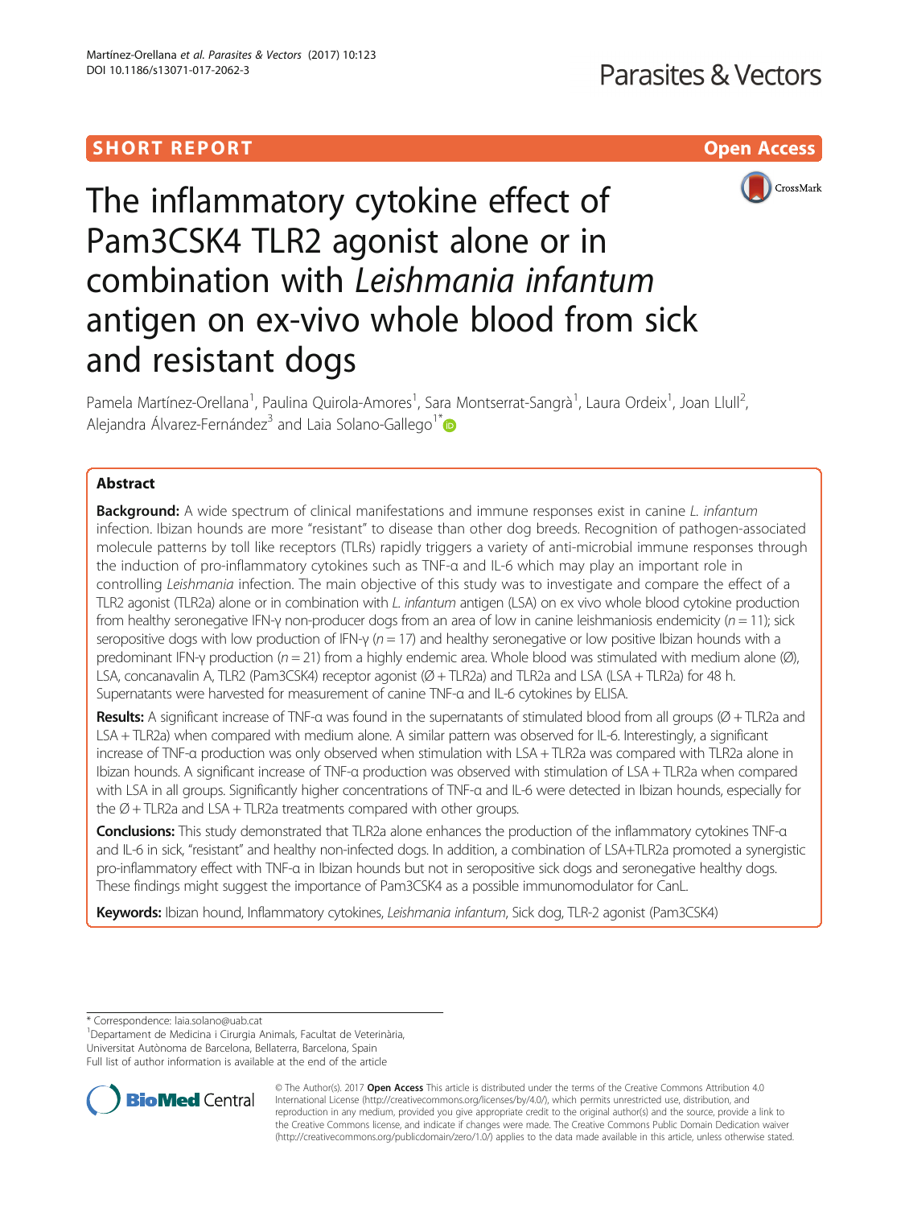SHORT REPORT

Open Access

# The inflammatory cytokine effect of Pam3CSK4 TLR2 agonist alone or in combination with *Leishmania infantum* antigen on ex-vivo whole blood from sick and resistant dogs

Pamela Martínez-Orellana[1], Paulina Quirola-Amores[1], Sara Montserrat-Sangrà[1], Laura Ordeix[1], Joan Llull[2], Alejandra Álvarez-Fernández[3] and Laia Solano-Gallego[1*]

## Abstract

**Background:** A wide spectrum of clinical manifestations and immune responses exist in canine *L. infantum* infection. Ibizan hounds are more "resistant" to disease than other dog breeds. Recognition of pathogen-associated molecule patterns by toll like receptors (TLRs) rapidly triggers a variety of anti-microbial immune responses through the induction of pro-inflammatory cytokines such as TNF-α and IL-6 which may play an important role in controlling *Leishmania* infection. The main objective of this study was to investigate and compare the effect of a TLR2 agonist (TLR2a) alone or in combination with *L. infantum* antigen (LSA) on ex vivo whole blood cytokine production from healthy seronegative IFN-γ non-producer dogs from an area of low in canine leishmaniosis endemicity ($n = 11$); sick seropositive dogs with low production of IFN-γ ($n = 17$) and healthy seronegative or low positive Ibizan hounds with a predominant IFN-γ production ($n = 21$) from a highly endemic area. Whole blood was stimulated with medium alone (Ø), LSA, concanavalin A, TLR2 (Pam3CSK4) receptor agonist (Ø + TLR2a) and TLR2a and LSA (LSA + TLR2a) for 48 h. Supernatants were harvested for measurement of canine TNF-α and IL-6 cytokines by ELISA.

**Results:** A significant increase of TNF-α was found in the supernatants of stimulated blood from all groups (Ø + TLR2a and LSA + TLR2a) when compared with medium alone. A similar pattern was observed for IL-6. Interestingly, a significant increase of TNF-α production was only observed when stimulation with LSA + TLR2a was compared with TLR2a alone in Ibizan hounds. A significant increase of TNF-α production was observed with stimulation of LSA + TLR2a when compared with LSA in all groups. Significantly higher concentrations of TNF-α and IL-6 were detected in Ibizan hounds, especially for the Ø + TLR2a and LSA + TLR2a treatments compared with other groups.

**Conclusions:** This study demonstrated that TLR2a alone enhances the production of the inflammatory cytokines TNF-α and IL-6 in sick, "resistant" and healthy non-infected dogs. In addition, a combination of LSA+TLR2a promoted a synergistic pro-inflammatory effect with TNF-α in Ibizan hounds but not in seropositive sick dogs and seronegative healthy dogs. These findings might suggest the importance of Pam3CSK4 as a possible immunomodulator for CanL.

**Keywords:** Ibizan hound, Inflammatory cytokines, *Leishmania infantum*, Sick dog, TLR-2 agonist (Pam3CSK4)

---

* Correspondence: laia.solano@uab.cat
[1]Departament de Medicina i Cirurgia Animals, Facultat de Veterinària, Universitat Autònoma de Barcelona, Bellaterra, Barcelona, Spain
Full list of author information is available at the end of the article

© The Author(s). 2017 **Open Access** This article is distributed under the terms of the Creative Commons Attribution 4.0 International License (http://creativecommons.org/licenses/by/4.0/), which permits unrestricted use, distribution, and reproduction in any medium, provided you give appropriate credit to the original author(s) and the source, provide a link to the Creative Commons license, and indicate if changes were made. The Creative Commons Public Domain Dedication waiver (http://creativecommons.org/publicdomain/zero/1.0/) applies to the data made available in this article, unless otherwise stated.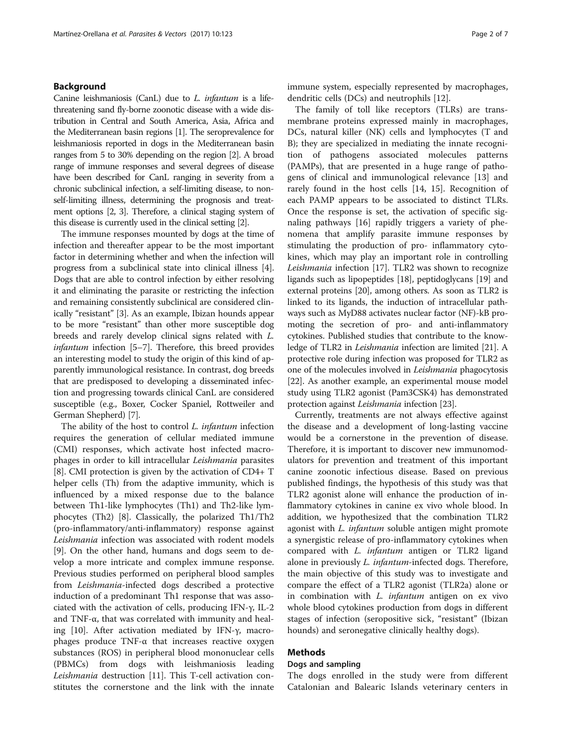## Background

Canine leishmaniosis (CanL) due to *L. infantum* is a life-threatening sand fly-borne zoonotic disease with a wide distribution in Central and South America, Asia, Africa and the Mediterranean basin regions [1]. The seroprevalence for leishmaniosis reported in dogs in the Mediterranean basin ranges from 5 to 30% depending on the region [2]. A broad range of immune responses and several degrees of disease have been described for CanL ranging in severity from a chronic subclinical infection, a self-limiting disease, to non-self-limiting illness, determining the prognosis and treatment options [2, 3]. Therefore, a clinical staging system of this disease is currently used in the clinical setting [2].

The immune responses mounted by dogs at the time of infection and thereafter appear to be the most important factor in determining whether and when the infection will progress from a subclinical state into clinical illness [4]. Dogs that are able to control infection by either resolving it and eliminating the parasite or restricting the infection and remaining consistently subclinical are considered clinically "resistant" [3]. As an example, Ibizan hounds appear to be more "resistant" than other more susceptible dog breeds and rarely develop clinical signs related with *L. infantum* infection [5–7]. Therefore, this breed provides an interesting model to study the origin of this kind of apparently immunological resistance. In contrast, dog breeds that are predisposed to developing a disseminated infection and progressing towards clinical CanL are considered susceptible (e.g., Boxer, Cocker Spaniel, Rottweiler and German Shepherd) [7].

The ability of the host to control *L. infantum* infection requires the generation of cellular mediated immune (CMI) responses, which activate host infected macrophages in order to kill intracellular *Leishmania* parasites [8]. CMI protection is given by the activation of CD4+ T helper cells (Th) from the adaptive immunity, which is influenced by a mixed response due to the balance between Th1-like lymphocytes (Th1) and Th2-like lymphocytes (Th2) [8]. Classically, the polarized Th1/Th2 (pro-inflammatory/anti-inflammatory) response against *Leishmania* infection was associated with rodent models [9]. On the other hand, humans and dogs seem to develop a more intricate and complex immune response. Previous studies performed on peripheral blood samples from *Leishmania*-infected dogs described a protective induction of a predominant Th1 response that was associated with the activation of cells, producing IFN-γ, IL-2 and TNF-α, that was correlated with immunity and healing [10]. After activation mediated by IFN-γ, macrophages produce TNF-α that increases reactive oxygen substances (ROS) in peripheral blood mononuclear cells (PBMCs) from dogs with leishmaniosis leading *Leishmania* destruction [11]. This T-cell activation constitutes the cornerstone and the link with the innate immune system, especially represented by macrophages, dendritic cells (DCs) and neutrophils [12].

The family of toll like receptors (TLRs) are transmembrane proteins expressed mainly in macrophages, DCs, natural killer (NK) cells and lymphocytes (T and B); they are specialized in mediating the innate recognition of pathogens associated molecules patterns (PAMPs), that are presented in a huge range of pathogens of clinical and immunological relevance [13] and rarely found in the host cells [14, 15]. Recognition of each PAMP appears to be associated to distinct TLRs. Once the response is set, the activation of specific signaling pathways [16] rapidly triggers a variety of phenomena that amplify parasite immune responses by stimulating the production of pro- inflammatory cytokines, which may play an important role in controlling *Leishmania* infection [17]. TLR2 was shown to recognize ligands such as lipopeptides [18], peptidoglycans [19] and external proteins [20], among others. As soon as TLR2 is linked to its ligands, the induction of intracellular pathways such as MyD88 activates nuclear factor (NF)-kB promoting the secretion of pro- and anti-inflammatory cytokines. Published studies that contribute to the knowledge of TLR2 in *Leishmania* infection are limited [21]. A protective role during infection was proposed for TLR2 as one of the molecules involved in *Leishmania* phagocytosis [22]. As another example, an experimental mouse model study using TLR2 agonist (Pam3CSK4) has demonstrated protection against *Leishmania* infection [23].

Currently, treatments are not always effective against the disease and a development of long-lasting vaccine would be a cornerstone in the prevention of disease. Therefore, it is important to discover new immunomodulators for prevention and treatment of this important canine zoonotic infectious disease. Based on previous published findings, the hypothesis of this study was that TLR2 agonist alone will enhance the production of inflammatory cytokines in canine ex vivo whole blood. In addition, we hypothesized that the combination TLR2 agonist with *L. infantum* soluble antigen might promote a synergistic release of pro-inflammatory cytokines when compared with *L. infantum* antigen or TLR2 ligand alone in previously *L. infantum*-infected dogs. Therefore, the main objective of this study was to investigate and compare the effect of a TLR2 agonist (TLR2a) alone or in combination with *L. infantum* antigen on ex vivo whole blood cytokines production from dogs in different stages of infection (seropositive sick, "resistant" (Ibizan hounds) and seronegative clinically healthy dogs).

## Methods

### Dogs and sampling

The dogs enrolled in the study were from different Catalonian and Balearic Islands veterinary centers in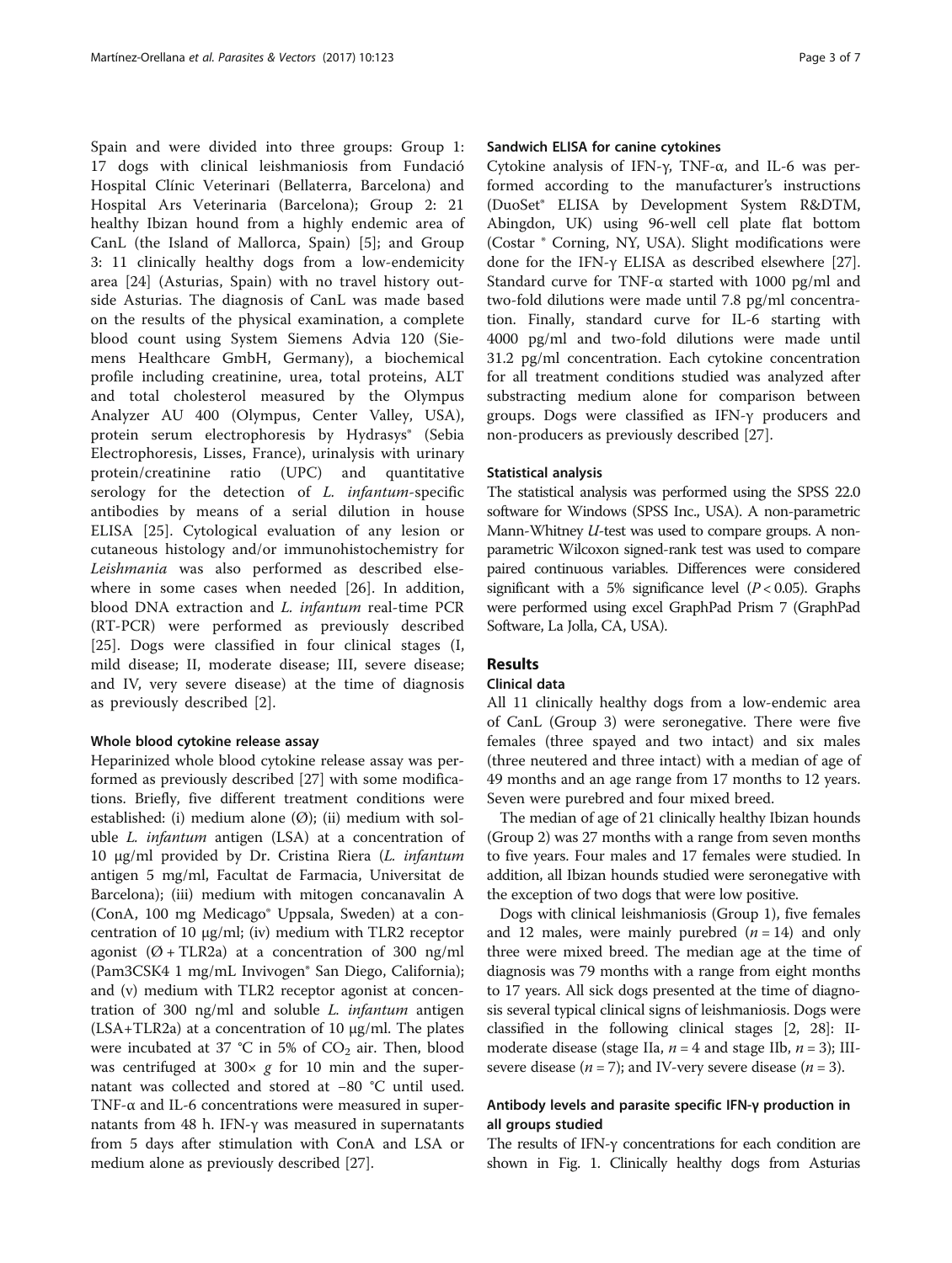Spain and were divided into three groups: Group 1: 17 dogs with clinical leishmaniosis from Fundació Hospital Clínic Veterinari (Bellaterra, Barcelona) and Hospital Ars Veterinaria (Barcelona); Group 2: 21 healthy Ibizan hound from a highly endemic area of CanL (the Island of Mallorca, Spain) [5]; and Group 3: 11 clinically healthy dogs from a low-endemicity area [24] (Asturias, Spain) with no travel history outside Asturias. The diagnosis of CanL was made based on the results of the physical examination, a complete blood count using System Siemens Advia 120 (Siemens Healthcare GmbH, Germany), a biochemical profile including creatinine, urea, total proteins, ALT and total cholesterol measured by the Olympus Analyzer AU 400 (Olympus, Center Valley, USA), protein serum electrophoresis by Hydrasys® (Sebia Electrophoresis, Lisses, France), urinalysis with urinary protein/creatinine ratio (UPC) and quantitative serology for the detection of *L. infantum*-specific antibodies by means of a serial dilution in house ELISA [25]. Cytological evaluation of any lesion or cutaneous histology and/or immunohistochemistry for *Leishmania* was also performed as described elsewhere in some cases when needed [26]. In addition, blood DNA extraction and *L. infantum* real-time PCR (RT-PCR) were performed as previously described [25]. Dogs were classified in four clinical stages (I, mild disease; II, moderate disease; III, severe disease; and IV, very severe disease) at the time of diagnosis as previously described [2].

#### Whole blood cytokine release assay

Heparinized whole blood cytokine release assay was performed as previously described [27] with some modifications. Briefly, five different treatment conditions were established: (i) medium alone (Ø); (ii) medium with soluble *L. infantum* antigen (LSA) at a concentration of 10 μg/ml provided by Dr. Cristina Riera (*L. infantum* antigen 5 mg/ml, Facultat de Farmacia, Universitat de Barcelona); (iii) medium with mitogen concanavalin A (ConA, 100 mg Medicago® Uppsala, Sweden) at a concentration of 10 μg/ml; (iv) medium with TLR2 receptor agonist (Ø + TLR2a) at a concentration of 300 ng/ml (Pam3CSK4 1 mg/mL Invivogen® San Diego, California); and (v) medium with TLR2 receptor agonist at concentration of 300 ng/ml and soluble *L. infantum* antigen (LSA+TLR2a) at a concentration of 10 μg/ml. The plates were incubated at 37 °C in 5% of $CO_2$ air. Then, blood was centrifuged at 300× *g* for 10 min and the supernatant was collected and stored at −80 °C until used. TNF-α and IL-6 concentrations were measured in supernatants from 48 h. IFN-γ was measured in supernatants from 5 days after stimulation with ConA and LSA or medium alone as previously described [27].

#### Sandwich ELISA for canine cytokines

Cytokine analysis of IFN-γ, TNF-α, and IL-6 was performed according to the manufacturer's instructions (DuoSet® ELISA by Development System R&DTM, Abingdon, UK) using 96-well cell plate flat bottom (Costar ® Corning, NY, USA). Slight modifications were done for the IFN-γ ELISA as described elsewhere [27]. Standard curve for TNF-α started with 1000 pg/ml and two-fold dilutions were made until 7.8 pg/ml concentration. Finally, standard curve for IL-6 starting with 4000 pg/ml and two-fold dilutions were made until 31.2 pg/ml concentration. Each cytokine concentration for all treatment conditions studied was analyzed after substracting medium alone for comparison between groups. Dogs were classified as IFN-γ producers and non-producers as previously described [27].

#### Statistical analysis

The statistical analysis was performed using the SPSS 22.0 software for Windows (SPSS Inc., USA). A non-parametric Mann-Whitney *U*-test was used to compare groups. A non-parametric Wilcoxon signed-rank test was used to compare paired continuous variables. Differences were considered significant with a 5% significance level ($P < 0.05$). Graphs were performed using excel GraphPad Prism 7 (GraphPad Software, La Jolla, CA, USA).

## Results

### Clinical data

All 11 clinically healthy dogs from a low-endemic area of CanL (Group 3) were seronegative. There were five females (three spayed and two intact) and six males (three neutered and three intact) with a median of age of 49 months and an age range from 17 months to 12 years. Seven were purebred and four mixed breed.

The median of age of 21 clinically healthy Ibizan hounds (Group 2) was 27 months with a range from seven months to five years. Four males and 17 females were studied. In addition, all Ibizan hounds studied were seronegative with the exception of two dogs that were low positive.

Dogs with clinical leishmaniosis (Group 1), five females and 12 males, were mainly purebred ($n = 14$) and only three were mixed breed. The median age at the time of diagnosis was 79 months with a range from eight months to 17 years. All sick dogs presented at the time of diagnosis several typical clinical signs of leishmaniosis. Dogs were classified in the following clinical stages [2, 28]: II-moderate disease (stage IIa, $n = 4$ and stage IIb, $n = 3$); III-severe disease ($n = 7$); and IV-very severe disease ($n = 3$).

### Antibody levels and parasite specific IFN-γ production in all groups studied

The results of IFN-γ concentrations for each condition are shown in Fig. 1. Clinically healthy dogs from Asturias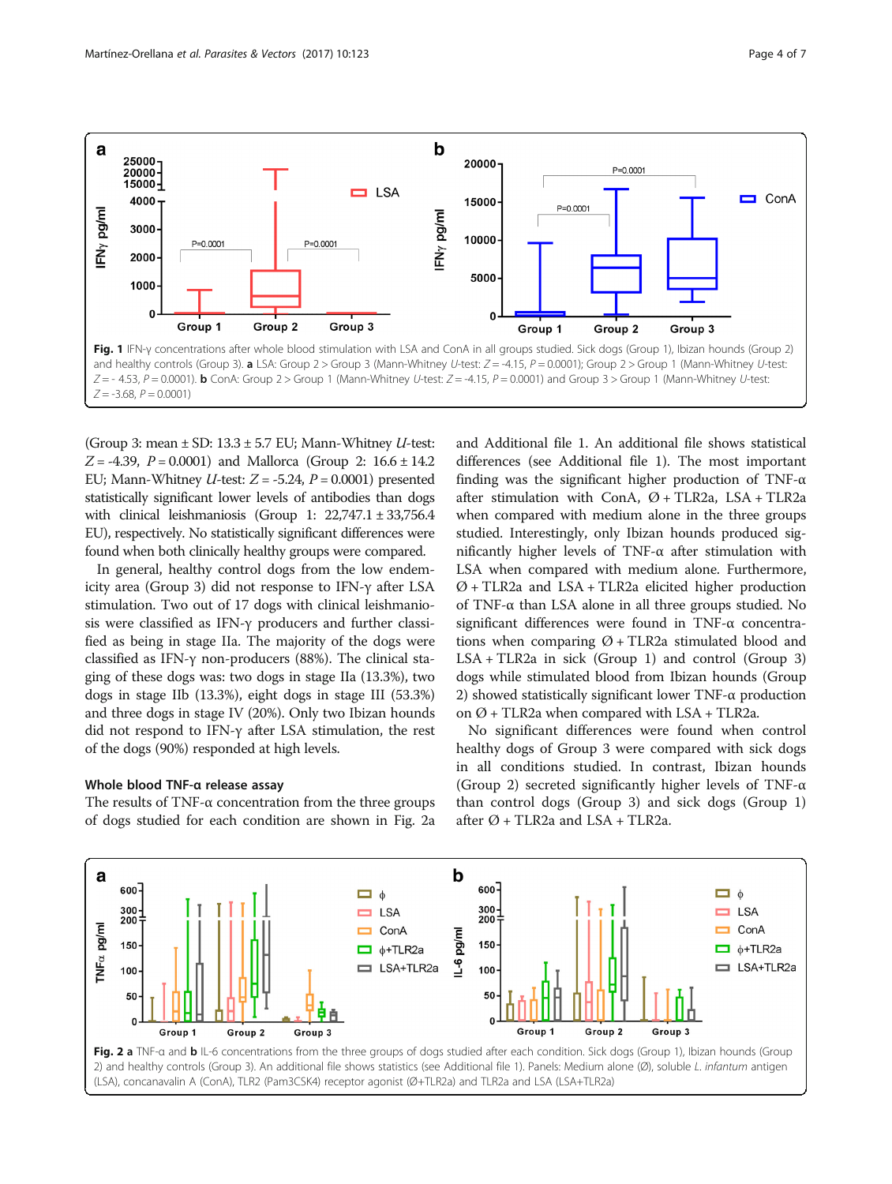**Fig. 1** IFN-γ concentrations after whole blood stimulation with LSA and ConA in all groups studied. Sick dogs (Group 1), Ibizan hounds (Group 2) and healthy controls (Group 3). **a** LSA: Group 2 > Group 3 (Mann-Whitney *U*-test: $Z = -4.15$, $P = 0.0001$); Group 2 > Group 1 (Mann-Whitney *U*-test: $Z = -4.53$, $P = 0.0001$). **b** ConA: Group 2 > Group 1 (Mann-Whitney *U*-test: $Z = -4.15$, $P = 0.0001$) and Group 3 > Group 1 (Mann-Whitney *U*-test: $Z = -3.68$, $P = 0.0001$)

(Group 3: mean ± SD: 13.3 ± 5.7 EU; Mann-Whitney *U*-test: $Z = -4.39$, $P = 0.0001$) and Mallorca (Group 2: 16.6 ± 14.2 EU; Mann-Whitney *U*-test: $Z = -5.24$, $P = 0.0001$) presented statistically significant lower levels of antibodies than dogs with clinical leishmaniosis (Group 1: 22,747.1 ± 33,756.4 EU), respectively. No statistically significant differences were found when both clinically healthy groups were compared.

In general, healthy control dogs from the low endemicity area (Group 3) did not response to IFN-γ after LSA stimulation. Two out of 17 dogs with clinical leishmaniosis were classified as IFN-γ producers and further classified as being in stage IIa. The majority of the dogs were classified as IFN-γ non-producers (88%). The clinical staging of these dogs was: two dogs in stage IIa (13.3%), two dogs in stage IIb (13.3%), eight dogs in stage III (53.3%) and three dogs in stage IV (20%). Only two Ibizan hounds did not respond to IFN-γ after LSA stimulation, the rest of the dogs (90%) responded at high levels.

### Whole blood TNF-α release assay

The results of TNF-α concentration from the three groups of dogs studied for each condition are shown in Fig. 2a and Additional file 1. An additional file shows statistical differences (see Additional file 1). The most important finding was the significant higher production of TNF-α after stimulation with ConA, Ø + TLR2a, LSA + TLR2a when compared with medium alone in the three groups studied. Interestingly, only Ibizan hounds produced significantly higher levels of TNF-α after stimulation with LSA when compared with medium alone. Furthermore, Ø + TLR2a and LSA + TLR2a elicited higher production of TNF-α than LSA alone in all three groups studied. No significant differences were found in TNF-α concentrations when comparing Ø + TLR2a stimulated blood and LSA + TLR2a in sick (Group 1) and control (Group 3) dogs while stimulated blood from Ibizan hounds (Group 2) showed statistically significant lower TNF-α production on Ø + TLR2a when compared with LSA + TLR2a.

No significant differences were found when control healthy dogs of Group 3 were compared with sick dogs in all conditions studied. In contrast, Ibizan hounds (Group 2) secreted significantly higher levels of TNF-α than control dogs (Group 3) and sick dogs (Group 1) after Ø + TLR2a and LSA + TLR2a.

**Fig. 2** **a** TNF-α and **b** IL-6 concentrations from the three groups of dogs studied after each condition. Sick dogs (Group 1), Ibizan hounds (Group 2) and healthy controls (Group 3). An additional file shows statistics (see Additional file 1). Panels: Medium alone (Ø), soluble *L. infantum* antigen (LSA), concanavalin A (ConA), TLR2 (Pam3CSK4) receptor agonist (Ø+TLR2a) and TLR2a and LSA (LSA+TLR2a)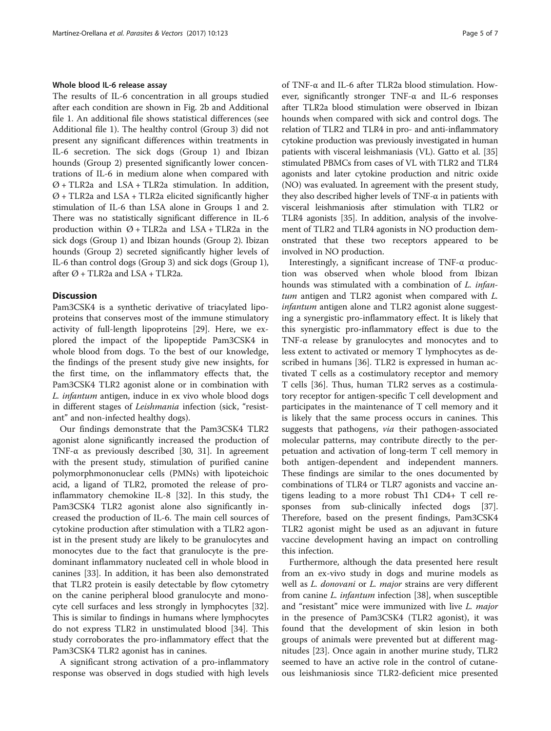#### Whole blood IL-6 release assay

The results of IL-6 concentration in all groups studied after each condition are shown in Fig. 2b and Additional file 1. An additional file shows statistical differences (see Additional file 1). The healthy control (Group 3) did not present any significant differences within treatments in IL-6 secretion. The sick dogs (Group 1) and Ibizan hounds (Group 2) presented significantly lower concentrations of IL-6 in medium alone when compared with Ø + TLR2a and LSA + TLR2a stimulation. In addition, Ø + TLR2a and LSA + TLR2a elicited significantly higher stimulation of IL-6 than LSA alone in Groups 1 and 2. There was no statistically significant difference in IL-6 production within Ø + TLR2a and LSA + TLR2a in the sick dogs (Group 1) and Ibizan hounds (Group 2). Ibizan hounds (Group 2) secreted significantly higher levels of IL-6 than control dogs (Group 3) and sick dogs (Group 1), after Ø + TLR2a and LSA + TLR2a.

## Discussion

Pam3CSK4 is a synthetic derivative of triacylated lipoproteins that conserves most of the immune stimulatory activity of full-length lipoproteins [29]. Here, we explored the impact of the lipopeptide Pam3CSK4 in whole blood from dogs. To the best of our knowledge, the findings of the present study give new insights, for the first time, on the inflammatory effects that, the Pam3CSK4 TLR2 agonist alone or in combination with *L. infantum* antigen, induce in ex vivo whole blood dogs in different stages of *Leishmania* infection (sick, "resistant" and non-infected healthy dogs).

Our findings demonstrate that the Pam3CSK4 TLR2 agonist alone significantly increased the production of TNF-α as previously described [30, 31]. In agreement with the present study, stimulation of purified canine polymorphmononuclear cells (PMNs) with lipoteichoic acid, a ligand of TLR2, promoted the release of pro-inflammatory chemokine IL-8 [32]. In this study, the Pam3CSK4 TLR2 agonist alone also significantly increased the production of IL-6. The main cell sources of cytokine production after stimulation with a TLR2 agonist in the present study are likely to be granulocytes and monocytes due to the fact that granulocyte is the predominant inflammatory nucleated cell in whole blood in canines [33]. In addition, it has been also demonstrated that TLR2 protein is easily detectable by flow cytometry on the canine peripheral blood granulocyte and monocyte cell surfaces and less strongly in lymphocytes [32]. This is similar to findings in humans where lymphocytes do not express TLR2 in unstimulated blood [34]. This study corroborates the pro-inflammatory effect that the Pam3CSK4 TLR2 agonist has in canines.

A significant strong activation of a pro-inflammatory response was observed in dogs studied with high levels of TNF-α and IL-6 after TLR2a blood stimulation. However, significantly stronger TNF-α and IL-6 responses after TLR2a blood stimulation were observed in Ibizan hounds when compared with sick and control dogs. The relation of TLR2 and TLR4 in pro- and anti-inflammatory cytokine production was previously investigated in human patients with visceral leishmaniasis (VL). Gatto et al. [35] stimulated PBMCs from cases of VL with TLR2 and TLR4 agonists and later cytokine production and nitric oxide (NO) was evaluated. In agreement with the present study, they also described higher levels of TNF-α in patients with visceral leishmaniosis after stimulation with TLR2 or TLR4 agonists [35]. In addition, analysis of the involvement of TLR2 and TLR4 agonists in NO production demonstrated that these two receptors appeared to be involved in NO production.

Interestingly, a significant increase of TNF-α production was observed when whole blood from Ibizan hounds was stimulated with a combination of *L. infantum* antigen and TLR2 agonist when compared with *L. infantum* antigen alone and TLR2 agonist alone suggesting a synergistic pro-inflammatory effect. It is likely that this synergistic pro-inflammatory effect is due to the TNF-α release by granulocytes and monocytes and to less extent to activated or memory T lymphocytes as described in humans [36]. TLR2 is expressed in human activated T cells as a costimulatory receptor and memory T cells [36]. Thus, human TLR2 serves as a costimulatory receptor for antigen-specific T cell development and participates in the maintenance of T cell memory and it is likely that the same process occurs in canines. This suggests that pathogens, *via* their pathogen-associated molecular patterns, may contribute directly to the perpetuation and activation of long-term T cell memory in both antigen-dependent and independent manners. These findings are similar to the ones documented by combinations of TLR4 or TLR7 agonists and vaccine antigens leading to a more robust Th1 CD4+ T cell responses from sub-clinically infected dogs [37]. Therefore, based on the present findings, Pam3CSK4 TLR2 agonist might be used as an adjuvant in future vaccine development having an impact on controlling this infection.

Furthermore, although the data presented here result from an ex-vivo study in dogs and murine models as well as *L. donovani* or *L. major* strains are very different from canine *L. infantum* infection [38], when susceptible and "resistant" mice were immunized with live *L. major* in the presence of Pam3CSK4 (TLR2 agonist), it was found that the development of skin lesion in both groups of animals were prevented but at different magnitudes [23]. Once again in another murine study, TLR2 seemed to have an active role in the control of cutaneous leishmaniosis since TLR2-deficient mice presented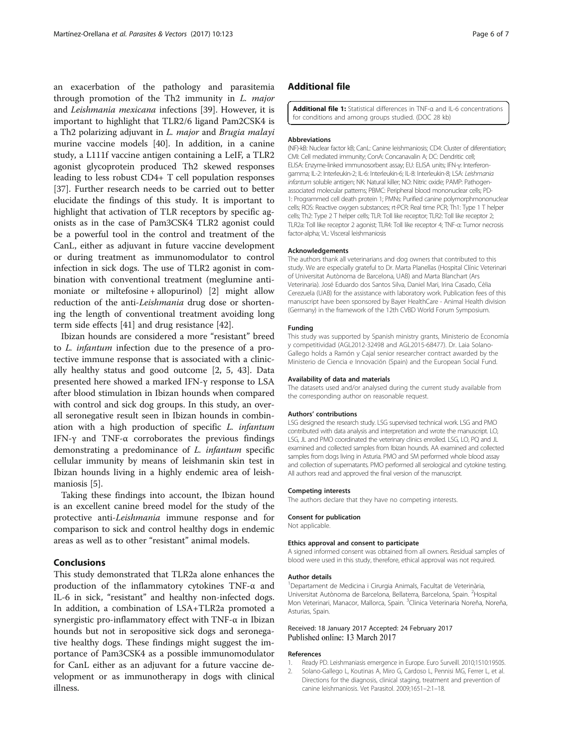an exacerbation of the pathology and parasitemia through promotion of the Th2 immunity in *L. major* and *Leishmania mexicana* infections [39]. However, it is important to highlight that TLR2/6 ligand Pam2CSK4 is a Th2 polarizing adjuvant in *L. major* and *Brugia malayi* murine vaccine models [40]. In addition, in a canine study, a L111f vaccine antigen containing a LeIF, a TLR2 agonist glycoprotein produced Th2 skewed responses leading to less robust CD4+ T cell population responses [37]. Further research needs to be carried out to better elucidate the findings of this study. It is important to highlight that activation of TLR receptors by specific agonists as in the case of Pam3CSK4 TLR2 agonist could be a powerful tool in the control and treatment of the CanL, either as adjuvant in future vaccine development or during treatment as immunomodulator to control infection in sick dogs. The use of TLR2 agonist in combination with conventional treatment (meglumine antimoniate or miltefosine + allopurinol) [2] might allow reduction of the anti-*Leishmania* drug dose or shortening the length of conventional treatment avoiding long term side effects [41] and drug resistance [42].

Ibizan hounds are considered a more "resistant" breed to *L. infantum* infection due to the presence of a protective immune response that is associated with a clinically healthy status and good outcome [2, 5, 43]. Data presented here showed a marked IFN-γ response to LSA after blood stimulation in Ibizan hounds when compared with control and sick dog groups. In this study, an overall seronegative result seen in Ibizan hounds in combination with a high production of specific *L. infantum* IFN-γ and TNF-α corroborates the previous findings demonstrating a predominance of *L. infantum* specific cellular immunity by means of leishmanin skin test in Ibizan hounds living in a highly endemic area of leishmaniosis [5].

Taking these findings into account, the Ibizan hound is an excellent canine breed model for the study of the protective anti-*Leishmania* immune response and for comparison to sick and control healthy dogs in endemic areas as well as to other "resistant" animal models.

## Conclusions

This study demonstrated that TLR2a alone enhances the production of the inflammatory cytokines TNF-α and IL-6 in sick, "resistant" and healthy non-infected dogs. In addition, a combination of LSA+TLR2a promoted a synergistic pro-inflammatory effect with TNF-α in Ibizan hounds but not in seropositive sick dogs and seronegative healthy dogs. These findings might suggest the importance of Pam3CSK4 as a possible immunomodulator for CanL either as an adjuvant for a future vaccine development or as immunotherapy in dogs with clinical illness.

## Additional file

**Additional file 1:** Statistical differences in TNF-α and IL-6 concentrations for conditions and among groups studied. (DOC 28 kb)

#### Abbreviations

(NF)-kB: Nuclear factor kB; CanL: Canine leishmaniosis; CD4: Cluster of diferentiation; CMI: Cell mediated immunity; ConA: Concanavalin A; DC: Dendritic cell; ELISA: Enzyme-linked immunosorbent assay; EU: ELISA units; IFN-γ: Interferon-gamma; IL-2: Interleukin-2; IL-6: Interleukin-6; IL-8: Interleukin-8; LSA: *Leishmania infantum* soluble antigen; NK: Natural killer; NO: Nitric oxide; PAMP: Pathogen-associated molecular patterns; PBMC: Peripheral blood mononuclear cells; PD-1: Programmed cell death protein 1; PMNs: Purified canine polymorphmononuclear cells; ROS: Reactive oxygen substances; rt-PCR: Real time PCR; Th1: Type 1 T helper cells; Th2: Type 2 T helper cells; TLR: Toll like receptor; TLR2: Toll like receptor 2; TLR2a: Toll like receptor 2 agonist; TLR4: Toll like receptor 4; TNF-α: Tumor necrosis factor-alpha; VL: Visceral leishmaniosis

#### Acknowledgements

The authors thank all veterinarians and dog owners that contributed to this study. We are especially grateful to Dr. Marta Planellas (Hospital Clínic Veterinari of Universitat Autònoma de Barcelona, UAB) and Marta Blanchart (Ars Veterinaria). José Eduardo dos Santos Silva, Daniel Mari, Irina Casado, Cèlia Cerezuela (UAB) for the assistance with laboratory work. Publication fees of this manuscript have been sponsored by Bayer HealthCare - Animal Health division (Germany) in the framework of the 12th CVBD World Forum Symposium.

#### Funding

This study was supported by Spanish ministry grants, Ministerio de Economía y competitividad (AGL2012-32498 and AGL2015-68477). Dr. Laia Solano-Gallego holds a Ramón y Cajal senior researcher contract awarded by the Ministerio de Ciencia e Innovación (Spain) and the European Social Fund.

#### Availability of data and materials

The datasets used and/or analysed during the current study available from the corresponding author on reasonable request.

#### Authors' contributions

LSG designed the research study. LSG supervised technical work. LSG and PMO contributed with data analysis and interpretation and wrote the manuscript. LO, LSG, JL and PMO coordinated the veterinary clinics enrolled. LSG, LO, PQ and JL examined and collected samples from Ibizan hounds. AA examined and collected samples from dogs living in Asturia. PMO and SM performed whole blood assay and collection of supernatants. PMO performed all serological and cytokine testing. All authors read and approved the final version of the manuscript.

#### Competing interests

The authors declare that they have no competing interests.

#### Consent for publication

Not applicable.

#### Ethics approval and consent to participate

A signed informed consent was obtained from all owners. Residual samples of blood were used in this study, therefore, ethical approval was not required.

#### Author details

[1]Departament de Medicina i Cirurgia Animals, Facultat de Veterinària, Universitat Autònoma de Barcelona, Bellaterra, Barcelona, Spain. [2]Hospital Mon Veterinari, Manacor, Mallorca, Spain. [3]Clínica Veterinaria Noreña, Noreña, Asturias, Spain.

Received: 18 January 2017 Accepted: 24 February 2017
Published online: 13 March 2017

#### References

1. Ready PD. Leishmaniasis emergence in Europe. Euro Surveill. 2010;1510:19505.
2. Solano-Gallego L, Koutinas A, Miro G, Cardoso L, Pennisi MG, Ferrer L, et al. Directions for the diagnosis, clinical staging, treatment and prevention of canine leishmaniosis. Vet Parasitol. 2009;1651–2:1–18.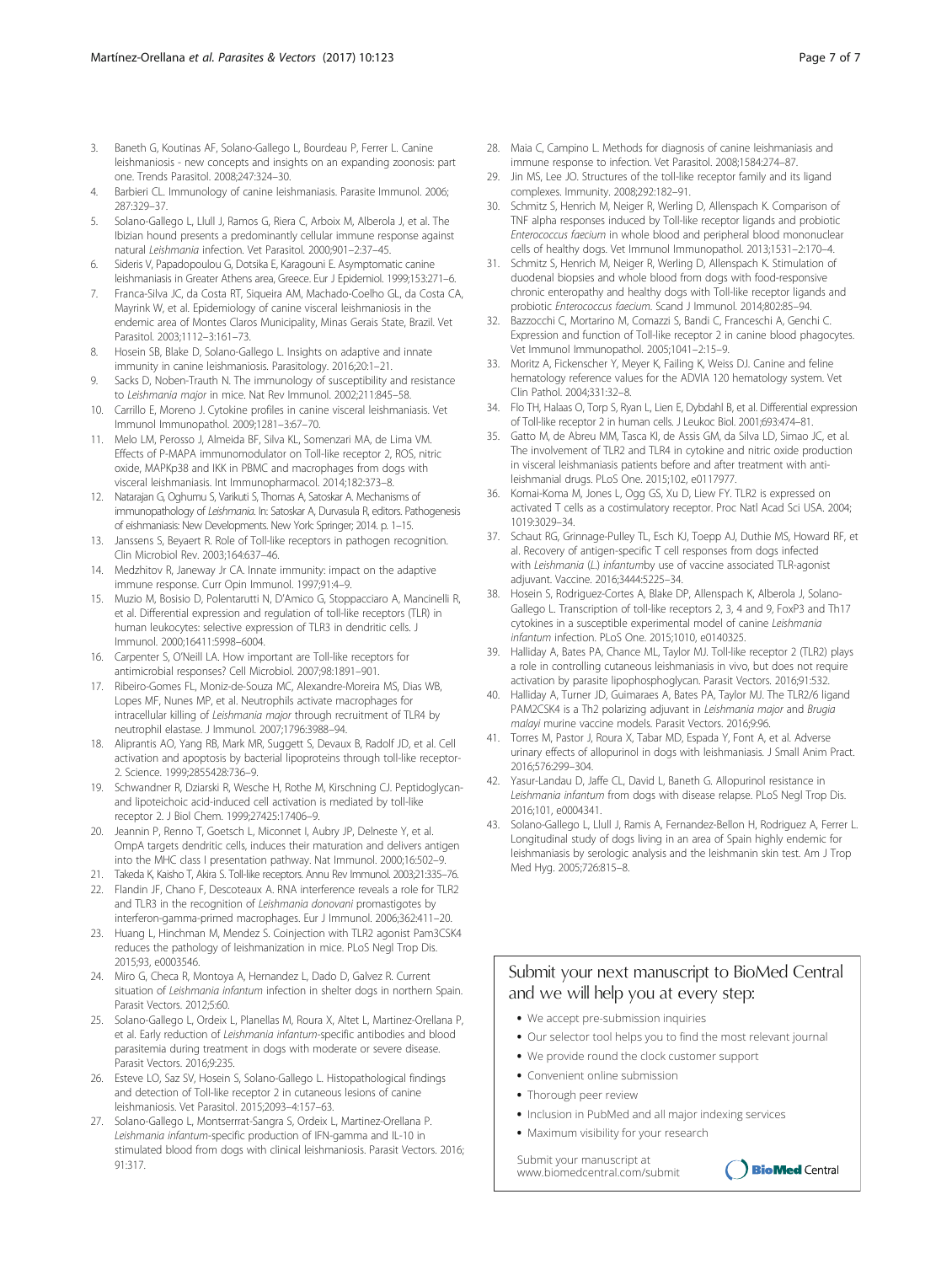3. Baneth G, Koutinas AF, Solano-Gallego L, Bourdeau P, Ferrer L. Canine leishmaniosis - new concepts and insights on an expanding zoonosis: part one. Trends Parasitol. 2008;247:324–30.
4. Barbieri CL. Immunology of canine leishmaniasis. Parasite Immunol. 2006; 287:329–37.
5. Solano-Gallego L, Llull J, Ramos G, Riera C, Arboix M, Alberola J, et al. The Ibizian hound presents a predominantly cellular immune response against natural *Leishmania* infection. Vet Parasitol. 2000;901–2:37–45.
6. Sideris V, Papadopoulou G, Dotsika E, Karagouni E. Asymptomatic canine leishmaniasis in Greater Athens area, Greece. Eur J Epidemiol. 1999;153:271–6.
7. Franca-Silva JC, da Costa RT, Siqueira AM, Machado-Coelho GL, da Costa CA, Mayrink W, et al. Epidemiology of canine visceral leishmaniosis in the endemic area of Montes Claros Municipality, Minas Gerais State, Brazil. Vet Parasitol. 2003;1112–3:161–73.
8. Hosein SB, Blake D, Solano-Gallego L. Insights on adaptive and innate immunity in canine leishmaniosis. Parasitology. 2016;20:1–21.
9. Sacks D, Noben-Trauth N. The immunology of susceptibility and resistance to *Leishmania major* in mice. Nat Rev Immunol. 2002;211:845–58.
10. Carrillo E, Moreno J. Cytokine profiles in canine visceral leishmaniasis. Vet Immunol Immunopathol. 2009;1281–3:67–70.
11. Melo LM, Perosso J, Almeida BF, Silva KL, Somenzari MA, de Lima VM. Effects of P-MAPA immunomodulator on Toll-like receptor 2, ROS, nitric oxide, MAPKp38 and IKK in PBMC and macrophages from dogs with visceral leishmaniasis. Int Immunopharmacol. 2014;182:373–8.
12. Natarajan G, Oghumu S, Varikuti S, Thomas A, Satoskar A. Mechanisms of immunopathology of *Leishmania*. In: Satoskar A, Durvasula R, editors. Pathogenesis of eishmaniasis: New Developments. New York: Springer; 2014. p. 1–15.
13. Janssens S, Beyaert R. Role of Toll-like receptors in pathogen recognition. Clin Microbiol Rev. 2003;164:637–46.
14. Medzhitov R, Janeway Jr CA. Innate immunity: impact on the adaptive immune response. Curr Opin Immunol. 1997;91:4–9.
15. Muzio M, Bosisio D, Polentarutti N, D'Amico G, Stoppacciaro A, Mancinelli R, et al. Differential expression and regulation of toll-like receptors (TLR) in human leukocytes: selective expression of TLR3 in dendritic cells. J Immunol. 2000;16411:5998–6004.
16. Carpenter S, O'Neill LA. How important are Toll-like receptors for antimicrobial responses? Cell Microbiol. 2007;98:1891–901.
17. Ribeiro-Gomes FL, Moniz-de-Souza MC, Alexandre-Moreira MS, Dias WB, Lopes MF, Nunes MP, et al. Neutrophils activate macrophages for intracellular killing of *Leishmania major* through recruitment of TLR4 by neutrophil elastase. J Immunol. 2007;1796:3988–94.
18. Aliprantis AO, Yang RB, Mark MR, Suggett S, Devaux B, Radolf JD, et al. Cell activation and apoptosis by bacterial lipoproteins through toll-like receptor-2. Science. 1999;2855428:736–9.
19. Schwandner R, Dziarski R, Wesche H, Rothe M, Kirschning CJ. Peptidoglycan- and lipoteichoic acid-induced cell activation is mediated by toll-like receptor 2. J Biol Chem. 1999;27425:17406–9.
20. Jeannin P, Renno T, Goetsch L, Miconnet I, Aubry JP, Delneste Y, et al. OmpA targets dendritic cells, induces their maturation and delivers antigen into the MHC class I presentation pathway. Nat Immunol. 2000;16:502–9.
21. Takeda K, Kaisho T, Akira S. Toll-like receptors. Annu Rev Immunol. 2003;21:335–76.
22. Flandin JF, Chano F, Descoteaux A. RNA interference reveals a role for TLR2 and TLR3 in the recognition of *Leishmania donovani* promastigotes by interferon-gamma-primed macrophages. Eur J Immunol. 2006;362:411–20.
23. Huang L, Hinchman M, Mendez S. Coinjection with TLR2 agonist Pam3CSK4 reduces the pathology of leishmanization in mice. PLoS Negl Trop Dis. 2015;93, e0003546.
24. Miro G, Checa R, Montoya A, Hernandez L, Dado D, Galvez R. Current situation of *Leishmania infantum* infection in shelter dogs in northern Spain. Parasit Vectors. 2012;5:60.
25. Solano-Gallego L, Ordeix L, Planellas M, Roura X, Altet L, Martinez-Orellana P, et al. Early reduction of *Leishmania infantum*-specific antibodies and blood parasitemia during treatment in dogs with moderate or severe disease. Parasit Vectors. 2016;9:235.
26. Esteve LO, Saz SV, Hosein S, Solano-Gallego L. Histopathological findings and detection of Toll-like receptor 2 in cutaneous lesions of canine leishmaniosis. Vet Parasitol. 2015;2093–4:157–63.
27. Solano-Gallego L, Montserrrat-Sangra S, Ordeix L, Martinez-Orellana P. *Leishmania infantum*-specific production of IFN-gamma and IL-10 in stimulated blood from dogs with clinical leishmaniosis. Parasit Vectors. 2016; 91:317.
28. Maia C, Campino L. Methods for diagnosis of canine leishmaniasis and immune response to infection. Vet Parasitol. 2008;1584:274–87.
29. Jin MS, Lee JO. Structures of the toll-like receptor family and its ligand complexes. Immunity. 2008;292:182–91.
30. Schmitz S, Henrich M, Neiger R, Werling D, Allenspach K. Comparison of TNF alpha responses induced by Toll-like receptor ligands and probiotic *Enterococcus faecium* in whole blood and peripheral blood mononuclear cells of healthy dogs. Vet Immunol Immunopathol. 2013;1531–2:170–4.
31. Schmitz S, Henrich M, Neiger R, Werling D, Allenspach K. Stimulation of duodenal biopsies and whole blood from dogs with food-responsive chronic enteropathy and healthy dogs with Toll-like receptor ligands and probiotic *Enterococcus faecium*. Scand J Immunol. 2014;802:85–94.
32. Bazzocchi C, Mortarino M, Comazzi S, Bandi C, Franceschi A, Genchi C. Expression and function of Toll-like receptor 2 in canine blood phagocytes. Vet Immunol Immunopathol. 2005;1041–2:15–9.
33. Moritz A, Fickenscher Y, Meyer K, Failing K, Weiss DJ. Canine and feline hematology reference values for the ADVIA 120 hematology system. Vet Clin Pathol. 2004;331:32–8.
34. Flo TH, Halaas O, Torp S, Ryan L, Lien E, Dybdahl B, et al. Differential expression of Toll-like receptor 2 in human cells. J Leukoc Biol. 2001;693:474–81.
35. Gatto M, de Abreu MM, Tasca KI, de Assis GM, da Silva LD, Simao JC, et al. The involvement of TLR2 and TLR4 in cytokine and nitric oxide production in visceral leishmaniasis patients before and after treatment with anti-leishmanial drugs. PLoS One. 2015;102, e0117977.
36. Komai-Koma M, Jones L, Ogg GS, Xu D, Liew FY. TLR2 is expressed on activated T cells as a costimulatory receptor. Proc Natl Acad Sci USA. 2004; 1019:3029–34.
37. Schaut RG, Grinnage-Pulley TL, Esch KJ, Toepp AJ, Duthie MS, Howard RF, et al. Recovery of antigen-specific T cell responses from dogs infected with *Leishmania* (*L.*) *infantum*by use of vaccine associated TLR-agonist adjuvant. Vaccine. 2016;3444:5225–34.
38. Hosein S, Rodriguez-Cortes A, Blake DP, Allenspach K, Alberola J, Solano-Gallego L. Transcription of toll-like receptors 2, 3, 4 and 9, FoxP3 and Th17 cytokines in a susceptible experimental model of canine *Leishmania infantum* infection. PLoS One. 2015;1010, e0140325.
39. Halliday A, Bates PA, Chance ML, Taylor MJ. Toll-like receptor 2 (TLR2) plays a role in controlling cutaneous leishmaniasis in vivo, but does not require activation by parasite lipophosphoglycan. Parasit Vectors. 2016;91:532.
40. Halliday A, Turner JD, Guimaraes A, Bates PA, Taylor MJ. The TLR2/6 ligand PAM2CSK4 is a Th2 polarizing adjuvant in *Leishmania major* and *Brugia malayi* murine vaccine models. Parasit Vectors. 2016;9:96.
41. Torres M, Pastor J, Roura X, Tabar MD, Espada Y, Font A, et al. Adverse urinary effects of allopurinol in dogs with leishmaniasis. J Small Anim Pract. 2016;576:299–304.
42. Yasur-Landau D, Jaffe CL, David L, Baneth G. Allopurinol resistance in *Leishmania infantum* from dogs with disease relapse. PLoS Negl Trop Dis. 2016;101, e0004341.
43. Solano-Gallego L, Llull J, Ramis A, Fernandez-Bellon H, Rodriguez A, Ferrer L. Longitudinal study of dogs living in an area of Spain highly endemic for leishmaniasis by serologic analysis and the leishmanin skin test. Am J Trop Med Hyg. 2005;726:815–8.

Submit your next manuscript to BioMed Central and we will help you at every step:

- We accept pre-submission inquiries
- Our selector tool helps you to find the most relevant journal
- We provide round the clock customer support
- Convenient online submission
- Thorough peer review
- Inclusion in PubMed and all major indexing services
- Maximum visibility for your research

Submit your manuscript at
www.biomedcentral.com/submit

BioMed Central